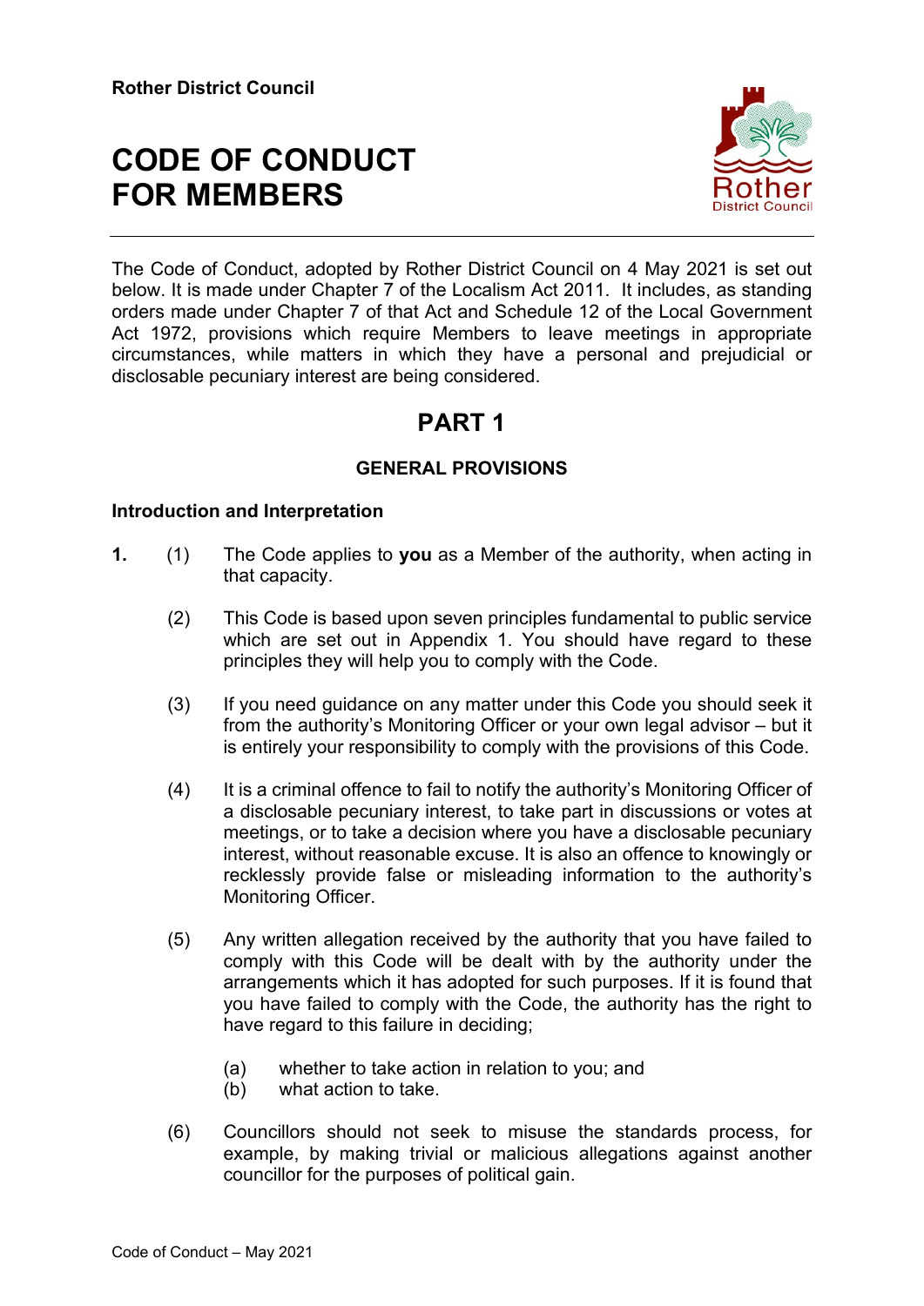**Rother District Council**

# CODE OF CONDUCT FOR MEMBERS

The Code of Conduct, adopted by Rother District Council on 4 May 2021 is set out below. It is made under Chapter 7 of the Localism Act 2011. It includes, as standing orders made under Chapter 7 of that Act and Schedule 12 of the Local Government Act 1972, provisions which require Members to leave meetings in appropriate circumstances, while matters in which they have a personal and prejudicial or disclosable pecuniary interest are being considered.

## PART 1

### GENERAL PROVISIONS

**Introduction and Interpretation**

**1.** (1) The Code applies to **you** as a Member of the authority, when acting in that capacity.

(2) This Code is based upon seven principles fundamental to public service which are set out in Appendix 1. You should have regard to these principles they will help you to comply with the Code.

(3) If you need guidance on any matter under this Code you should seek it from the authority's Monitoring Officer or your own legal advisor – but it is entirely your responsibility to comply with the provisions of this Code.

(4) It is a criminal offence to fail to notify the authority's Monitoring Officer of a disclosable pecuniary interest, to take part in discussions or votes at meetings, or to take a decision where you have a disclosable pecuniary interest, without reasonable excuse. It is also an offence to knowingly or recklessly provide false or misleading information to the authority's Monitoring Officer.

(5) Any written allegation received by the authority that you have failed to comply with this Code will be dealt with by the authority under the arrangements which it has adopted for such purposes. If it is found that you have failed to comply with the Code, the authority has the right to have regard to this failure in deciding;

(a) whether to take action in relation to you; and
(b) what action to take.

(6) Councillors should not seek to misuse the standards process, for example, by making trivial or malicious allegations against another councillor for the purposes of political gain.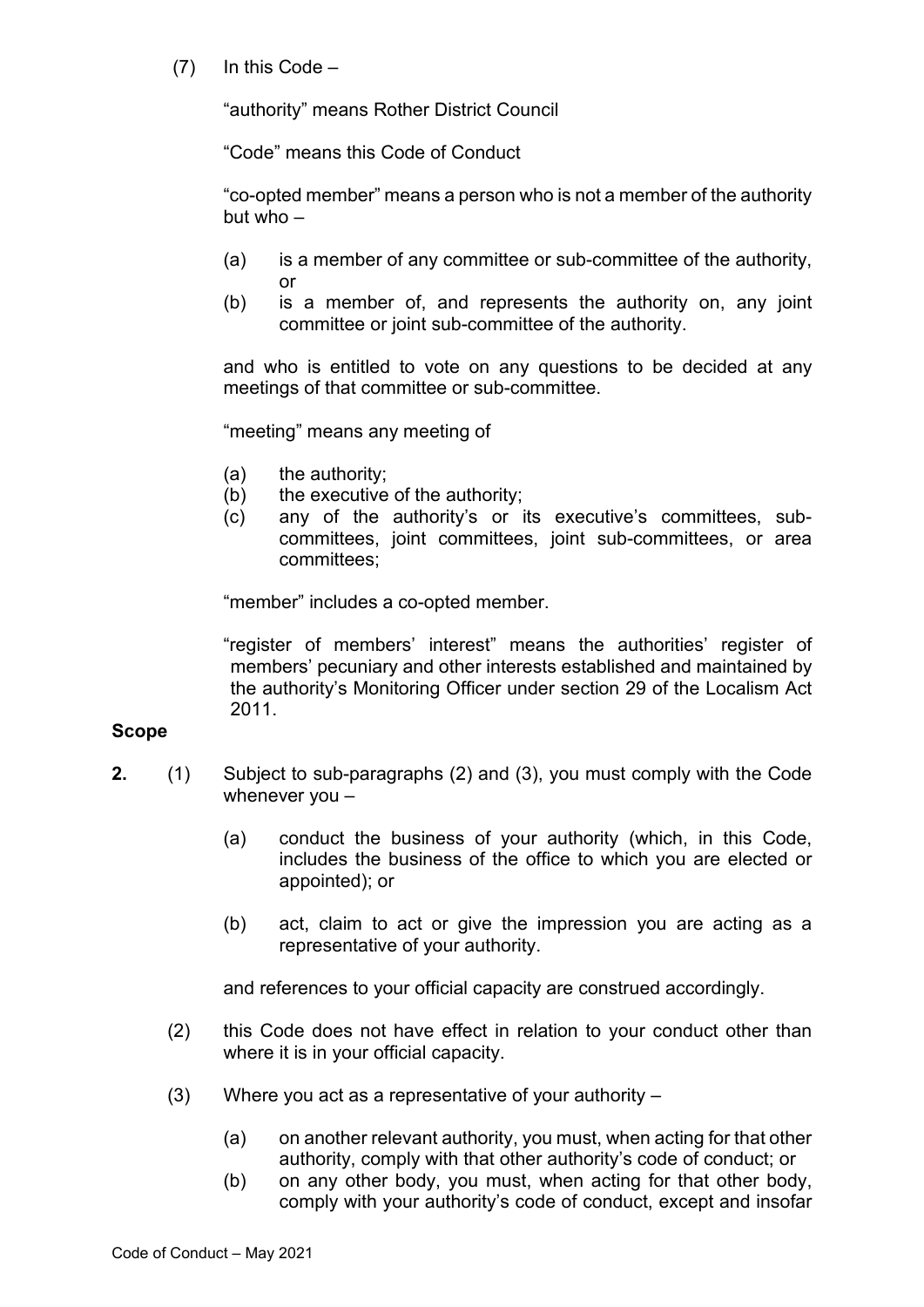(7) In this Code –

“authority” means Rother District Council

“Code” means this Code of Conduct

“co-opted member” means a person who is not a member of the authority but who –

(a) is a member of any committee or sub-committee of the authority, or
(b) is a member of, and represents the authority on, any joint committee or joint sub-committee of the authority.

and who is entitled to vote on any questions to be decided at any meetings of that committee or sub-committee.

“meeting” means any meeting of

(a) the authority;
(b) the executive of the authority;
(c) any of the authority’s or its executive’s committees, sub-committees, joint committees, joint sub-committees, or area committees;

“member” includes a co-opted member.

“register of members’ interest” means the authorities’ register of members’ pecuniary and other interests established and maintained by the authority’s Monitoring Officer under section 29 of the Localism Act 2011.

**Scope**

**2.** (1) Subject to sub-paragraphs (2) and (3), you must comply with the Code whenever you –

(a) conduct the business of your authority (which, in this Code, includes the business of the office to which you are elected or appointed); or

(b) act, claim to act or give the impression you are acting as a representative of your authority.

and references to your official capacity are construed accordingly.

(2) this Code does not have effect in relation to your conduct other than where it is in your official capacity.

(3) Where you act as a representative of your authority –

(a) on another relevant authority, you must, when acting for that other authority, comply with that other authority’s code of conduct; or
(b) on any other body, you must, when acting for that other body, comply with your authority’s code of conduct, except and insofar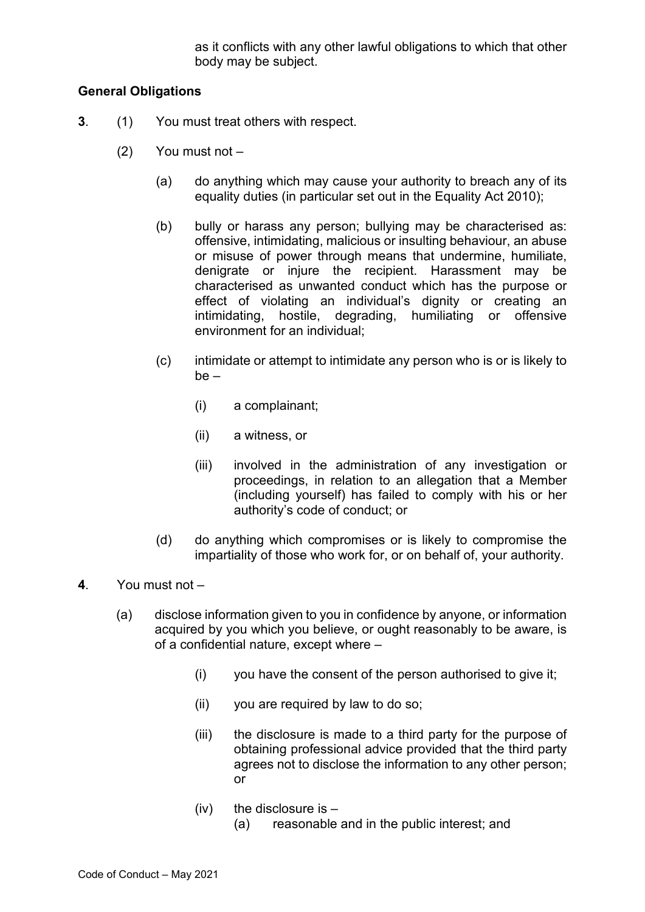as it conflicts with any other lawful obligations to which that other body may be subject.

**General Obligations**

**3**. (1) You must treat others with respect.

(2) You must not –

(a) do anything which may cause your authority to breach any of its equality duties (in particular set out in the Equality Act 2010);

(b) bully or harass any person; bullying may be characterised as: offensive, intimidating, malicious or insulting behaviour, an abuse or misuse of power through means that undermine, humiliate, denigrate or injure the recipient. Harassment may be characterised as unwanted conduct which has the purpose or effect of violating an individual's dignity or creating an intimidating, hostile, degrading, humiliating or offensive environment for an individual;

(c) intimidate or attempt to intimidate any person who is or is likely to be –

(i) a complainant;

(ii) a witness, or

(iii) involved in the administration of any investigation or proceedings, in relation to an allegation that a Member (including yourself) has failed to comply with his or her authority's code of conduct; or

(d) do anything which compromises or is likely to compromise the impartiality of those who work for, or on behalf of, your authority.

**4**. You must not –

(a) disclose information given to you in confidence by anyone, or information acquired by you which you believe, or ought reasonably to be aware, is of a confidential nature, except where –

(i) you have the consent of the person authorised to give it;

(ii) you are required by law to do so;

(iii) the disclosure is made to a third party for the purpose of obtaining professional advice provided that the third party agrees not to disclose the information to any other person; or

(iv) the disclosure is –

(a) reasonable and in the public interest; and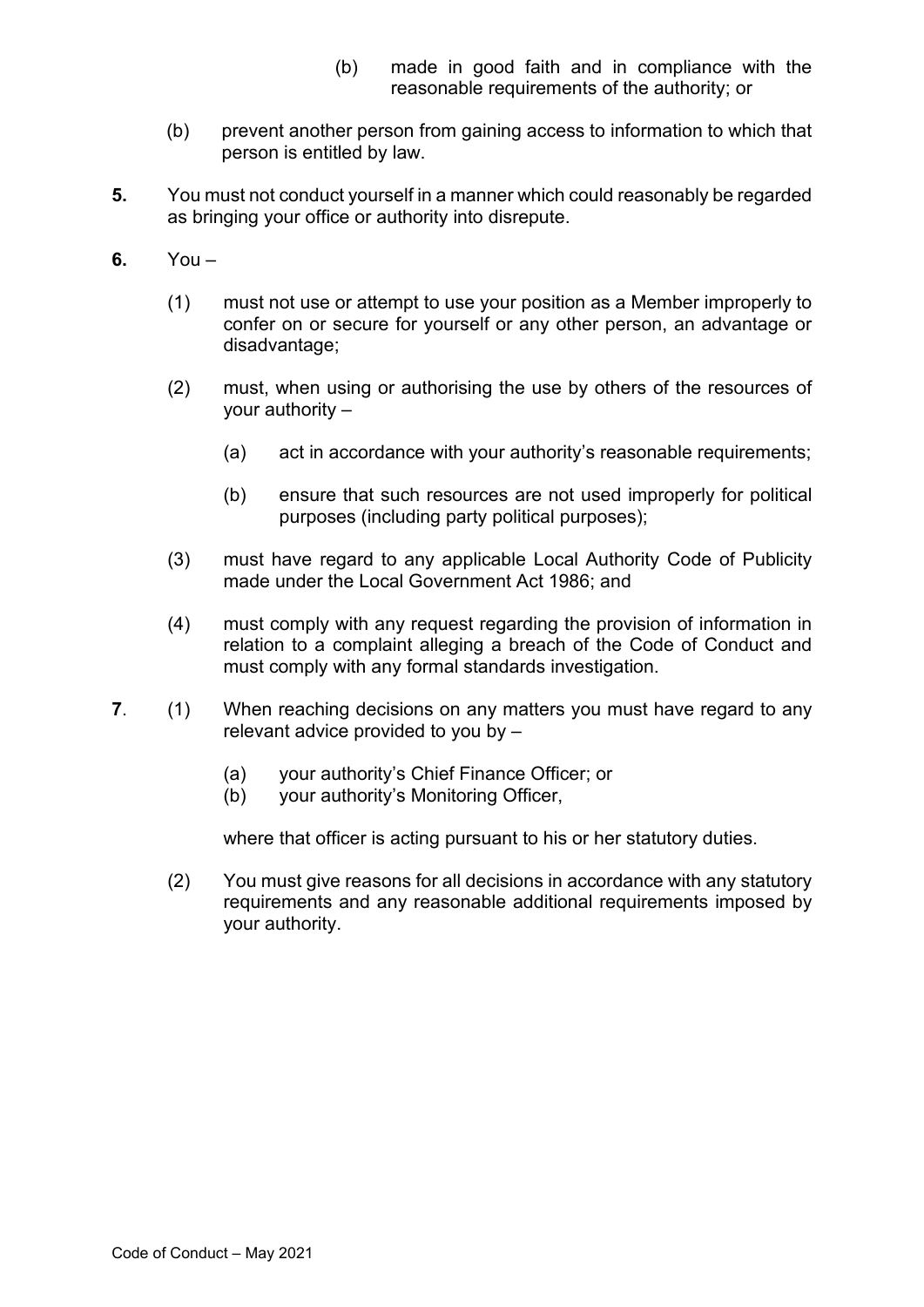(b) made in good faith and in compliance with the reasonable requirements of the authority; or

(b) prevent another person from gaining access to information to which that person is entitled by law.

**5.** You must not conduct yourself in a manner which could reasonably be regarded as bringing your office or authority into disrepute.

**6.** You –

(1) must not use or attempt to use your position as a Member improperly to confer on or secure for yourself or any other person, an advantage or disadvantage;

(2) must, when using or authorising the use by others of the resources of your authority –

   (a) act in accordance with your authority's reasonable requirements;

   (b) ensure that such resources are not used improperly for political purposes (including party political purposes);

(3) must have regard to any applicable Local Authority Code of Publicity made under the Local Government Act 1986; and

(4) must comply with any request regarding the provision of information in relation to a complaint alleging a breach of the Code of Conduct and must comply with any formal standards investigation.

**7**. (1) When reaching decisions on any matters you must have regard to any relevant advice provided to you by –

   (a) your authority's Chief Finance Officer; or
   (b) your authority's Monitoring Officer,

   where that officer is acting pursuant to his or her statutory duties.

(2) You must give reasons for all decisions in accordance with any statutory requirements and any reasonable additional requirements imposed by your authority.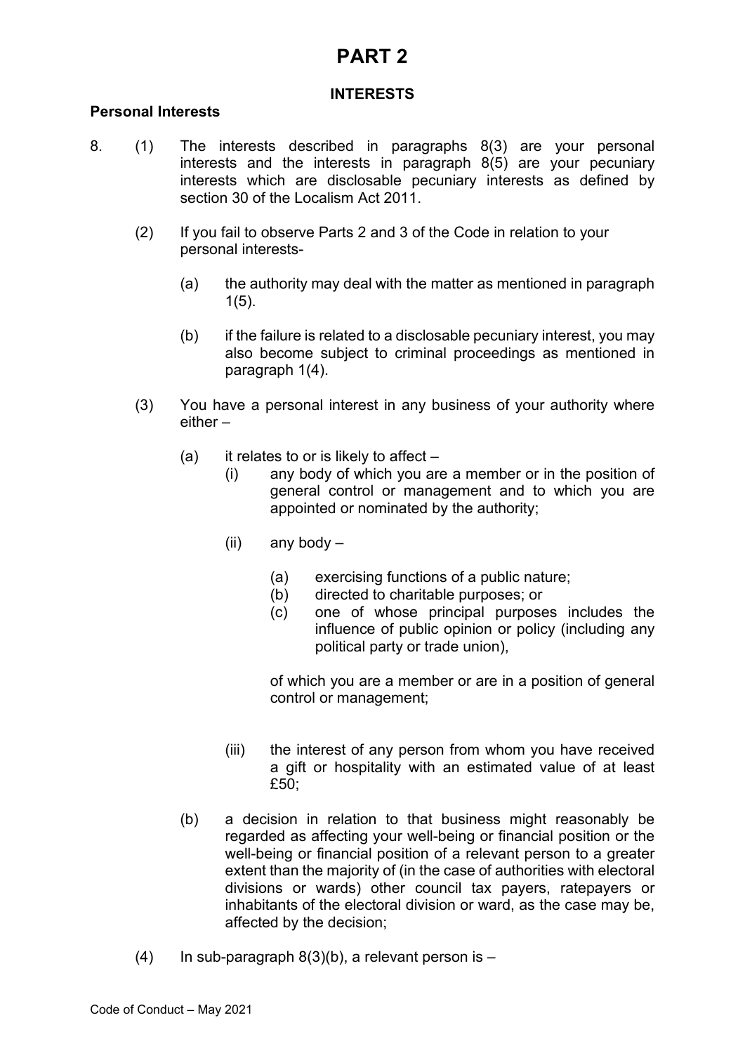# PART 2

## INTERESTS

### Personal Interests

8. (1) The interests described in paragraphs 8(3) are your personal interests and the interests in paragraph 8(5) are your pecuniary interests which are disclosable pecuniary interests as defined by section 30 of the Localism Act 2011.

   (2) If you fail to observe Parts 2 and 3 of the Code in relation to your personal interests-

   (a) the authority may deal with the matter as mentioned in paragraph 1(5).

   (b) if the failure is related to a disclosable pecuniary interest, you may also become subject to criminal proceedings as mentioned in paragraph 1(4).

   (3) You have a personal interest in any business of your authority where either –

   (a) it relates to or is likely to affect –

   (i) any body of which you are a member or in the position of general control or management and to which you are appointed or nominated by the authority;

   (ii) any body –

   (a) exercising functions of a public nature;
   (b) directed to charitable purposes; or
   (c) one of whose principal purposes includes the influence of public opinion or policy (including any political party or trade union),

   of which you are a member or are in a position of general control or management;

   (iii) the interest of any person from whom you have received a gift or hospitality with an estimated value of at least £50;

   (b) a decision in relation to that business might reasonably be regarded as affecting your well-being or financial position or the well-being or financial position of a relevant person to a greater extent than the majority of (in the case of authorities with electoral divisions or wards) other council tax payers, ratepayers or inhabitants of the electoral division or ward, as the case may be, affected by the decision;

   (4) In sub-paragraph 8(3)(b), a relevant person is –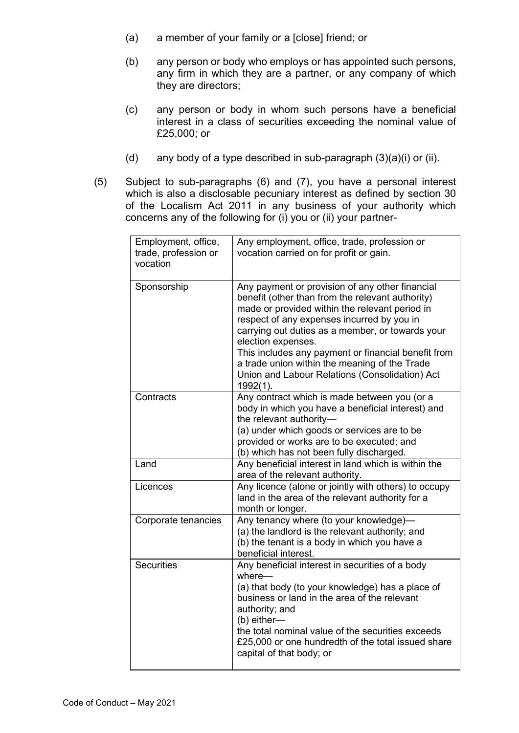(a) a member of your family or a [close] friend; or

(b) any person or body who employs or has appointed such persons, any firm in which they are a partner, or any company of which they are directors;

(c) any person or body in whom such persons have a beneficial interest in a class of securities exceeding the nominal value of £25,000; or

(d) any body of a type described in sub-paragraph (3)(a)(i) or (ii).

(5) Subject to sub-paragraphs (6) and (7), you have a personal interest which is also a disclosable pecuniary interest as defined by section 30 of the Localism Act 2011 in any business of your authority which concerns any of the following for (i) you or (ii) your partner-

| Employment, office, trade, profession or vocation | Any employment, office, trade, profession or vocation carried on for profit or gain. |
|---|---|
| Sponsorship | Any payment or provision of any other financial benefit (other than from the relevant authority) made or provided within the relevant period in respect of any expenses incurred by you in carrying out duties as a member, or towards your election expenses.<br>This includes any payment or financial benefit from a trade union within the meaning of the Trade Union and Labour Relations (Consolidation) Act 1992(1). |
| Contracts | Any contract which is made between you (or a body in which you have a beneficial interest) and the relevant authority—<br>(a) under which goods or services are to be provided or works are to be executed; and<br>(b) which has not been fully discharged. |
| Land | Any beneficial interest in land which is within the area of the relevant authority. |
| Licences | Any licence (alone or jointly with others) to occupy land in the area of the relevant authority for a month or longer. |
| Corporate tenancies | Any tenancy where (to your knowledge)—<br>(a) the landlord is the relevant authority; and<br>(b) the tenant is a body in which you have a beneficial interest. |
| Securities | Any beneficial interest in securities of a body where—<br>(a) that body (to your knowledge) has a place of business or land in the area of the relevant authority; and<br>(b) either—<br>the total nominal value of the securities exceeds £25,000 or one hundredth of the total issued share capital of that body; or |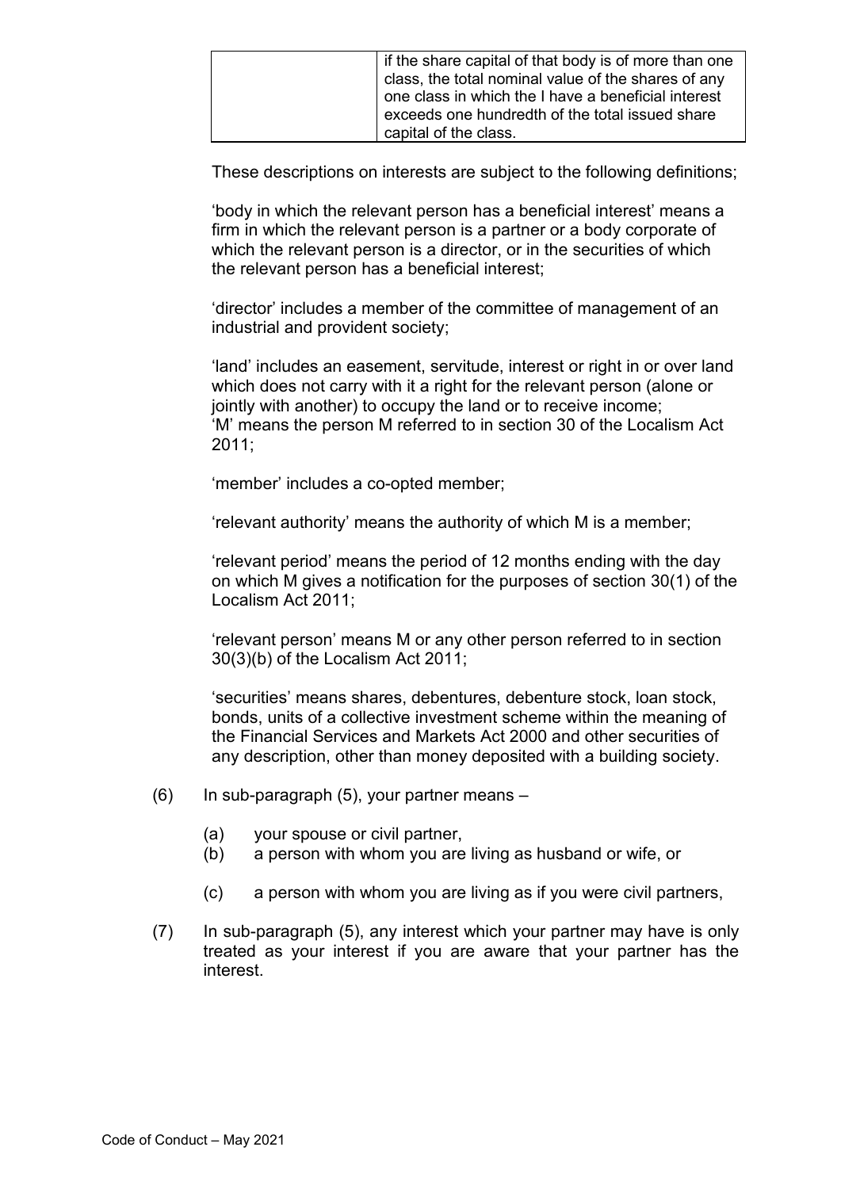| | if the share capital of that body is of more than one class, the total nominal value of the shares of any one class in which the I have a beneficial interest exceeds one hundredth of the total issued share capital of the class. |
|---|---|

These descriptions on interests are subject to the following definitions;

'body in which the relevant person has a beneficial interest' means a firm in which the relevant person is a partner or a body corporate of which the relevant person is a director, or in the securities of which the relevant person has a beneficial interest;

'director' includes a member of the committee of management of an industrial and provident society;

'land' includes an easement, servitude, interest or right in or over land which does not carry with it a right for the relevant person (alone or jointly with another) to occupy the land or to receive income;
'M' means the person M referred to in section 30 of the Localism Act 2011;

'member' includes a co-opted member;

'relevant authority' means the authority of which M is a member;

'relevant period' means the period of 12 months ending with the day on which M gives a notification for the purposes of section 30(1) of the Localism Act 2011;

'relevant person' means M or any other person referred to in section 30(3)(b) of the Localism Act 2011;

'securities' means shares, debentures, debenture stock, loan stock, bonds, units of a collective investment scheme within the meaning of the Financial Services and Markets Act 2000 and other securities of any description, other than money deposited with a building society.

(6) In sub-paragraph (5), your partner means –

(a) your spouse or civil partner,
(b) a person with whom you are living as husband or wife, or
(c) a person with whom you are living as if you were civil partners,

(7) In sub-paragraph (5), any interest which your partner may have is only treated as your interest if you are aware that your partner has the interest.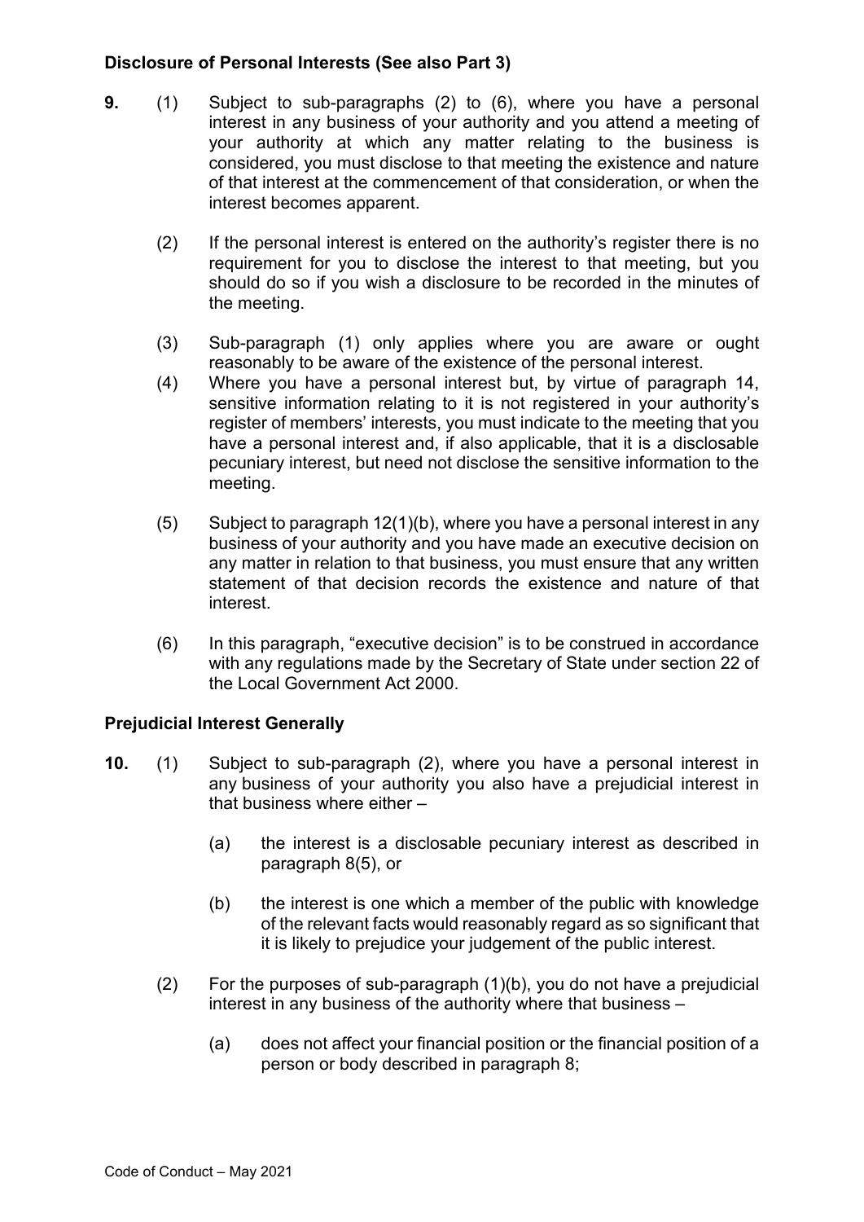### Disclosure of Personal Interests (See also Part 3)

**9.** (1) Subject to sub-paragraphs (2) to (6), where you have a personal interest in any business of your authority and you attend a meeting of your authority at which any matter relating to the business is considered, you must disclose to that meeting the existence and nature of that interest at the commencement of that consideration, or when the interest becomes apparent.

(2) If the personal interest is entered on the authority's register there is no requirement for you to disclose the interest to that meeting, but you should do so if you wish a disclosure to be recorded in the minutes of the meeting.

(3) Sub-paragraph (1) only applies where you are aware or ought reasonably to be aware of the existence of the personal interest.

(4) Where you have a personal interest but, by virtue of paragraph 14, sensitive information relating to it is not registered in your authority's register of members' interests, you must indicate to the meeting that you have a personal interest and, if also applicable, that it is a disclosable pecuniary interest, but need not disclose the sensitive information to the meeting.

(5) Subject to paragraph 12(1)(b), where you have a personal interest in any business of your authority and you have made an executive decision on any matter in relation to that business, you must ensure that any written statement of that decision records the existence and nature of that interest.

(6) In this paragraph, "executive decision" is to be construed in accordance with any regulations made by the Secretary of State under section 22 of the Local Government Act 2000.

### Prejudicial Interest Generally

**10.** (1) Subject to sub-paragraph (2), where you have a personal interest in any business of your authority you also have a prejudicial interest in that business where either –

(a) the interest is a disclosable pecuniary interest as described in paragraph 8(5), or

(b) the interest is one which a member of the public with knowledge of the relevant facts would reasonably regard as so significant that it is likely to prejudice your judgement of the public interest.

(2) For the purposes of sub-paragraph (1)(b), you do not have a prejudicial interest in any business of the authority where that business –

(a) does not affect your financial position or the financial position of a person or body described in paragraph 8;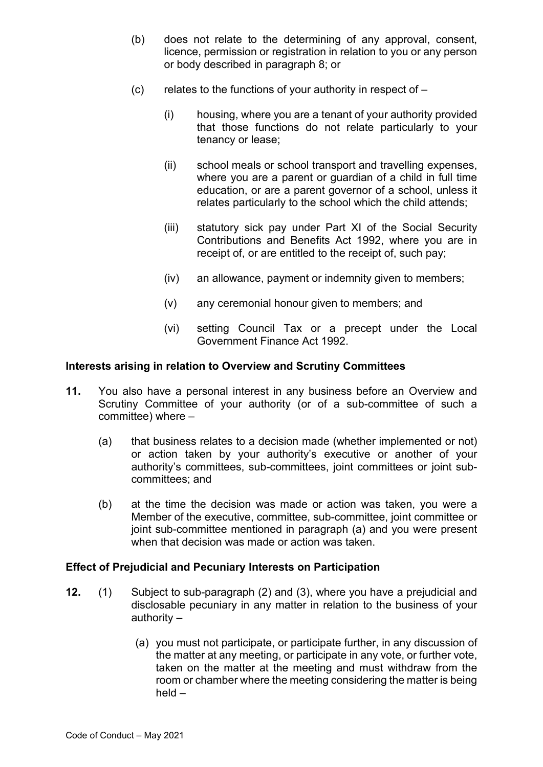(b) does not relate to the determining of any approval, consent, licence, permission or registration in relation to you or any person or body described in paragraph 8; or

(c) relates to the functions of your authority in respect of –

(i) housing, where you are a tenant of your authority provided that those functions do not relate particularly to your tenancy or lease;

(ii) school meals or school transport and travelling expenses, where you are a parent or guardian of a child in full time education, or are a parent governor of a school, unless it relates particularly to the school which the child attends;

(iii) statutory sick pay under Part XI of the Social Security Contributions and Benefits Act 1992, where you are in receipt of, or are entitled to the receipt of, such pay;

(iv) an allowance, payment or indemnity given to members;

(v) any ceremonial honour given to members; and

(vi) setting Council Tax or a precept under the Local Government Finance Act 1992.

**Interests arising in relation to Overview and Scrutiny Committees**

**11.** You also have a personal interest in any business before an Overview and Scrutiny Committee of your authority (or of a sub-committee of such a committee) where –

(a) that business relates to a decision made (whether implemented or not) or action taken by your authority's executive or another of your authority's committees, sub-committees, joint committees or joint sub-committees; and

(b) at the time the decision was made or action was taken, you were a Member of the executive, committee, sub-committee, joint committee or joint sub-committee mentioned in paragraph (a) and you were present when that decision was made or action was taken.

**Effect of Prejudicial and Pecuniary Interests on Participation**

**12.** (1) Subject to sub-paragraph (2) and (3), where you have a prejudicial and disclosable pecuniary in any matter in relation to the business of your authority –

(a) you must not participate, or participate further, in any discussion of the matter at any meeting, or participate in any vote, or further vote, taken on the matter at the meeting and must withdraw from the room or chamber where the meeting considering the matter is being held –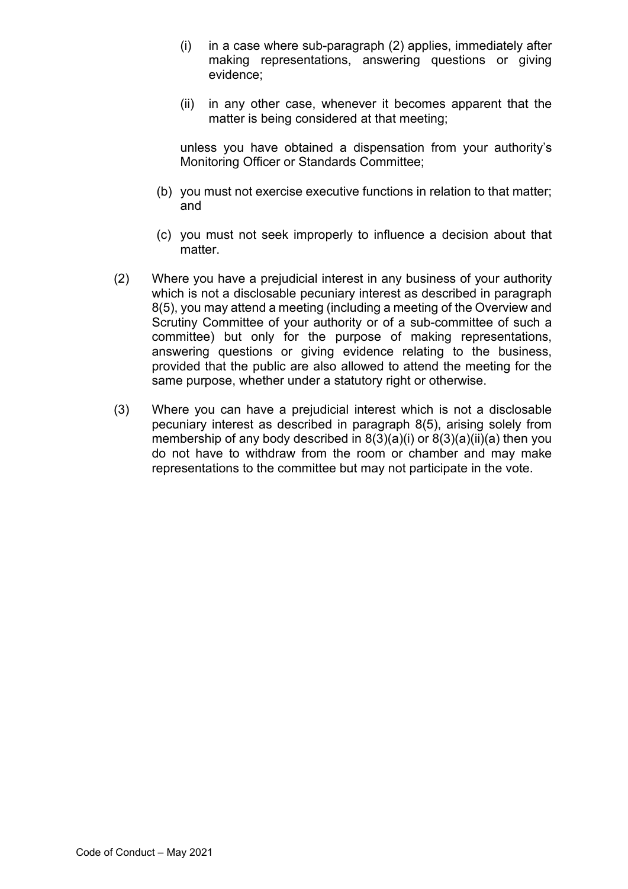(i) in a case where sub-paragraph (2) applies, immediately after making representations, answering questions or giving evidence;

(ii) in any other case, whenever it becomes apparent that the matter is being considered at that meeting;

unless you have obtained a dispensation from your authority's Monitoring Officer or Standards Committee;

(b) you must not exercise executive functions in relation to that matter; and

(c) you must not seek improperly to influence a decision about that matter.

(2) Where you have a prejudicial interest in any business of your authority which is not a disclosable pecuniary interest as described in paragraph 8(5), you may attend a meeting (including a meeting of the Overview and Scrutiny Committee of your authority or of a sub-committee of such a committee) but only for the purpose of making representations, answering questions or giving evidence relating to the business, provided that the public are also allowed to attend the meeting for the same purpose, whether under a statutory right or otherwise.

(3) Where you can have a prejudicial interest which is not a disclosable pecuniary interest as described in paragraph 8(5), arising solely from membership of any body described in 8(3)(a)(i) or 8(3)(a)(ii)(a) then you do not have to withdraw from the room or chamber and may make representations to the committee but may not participate in the vote.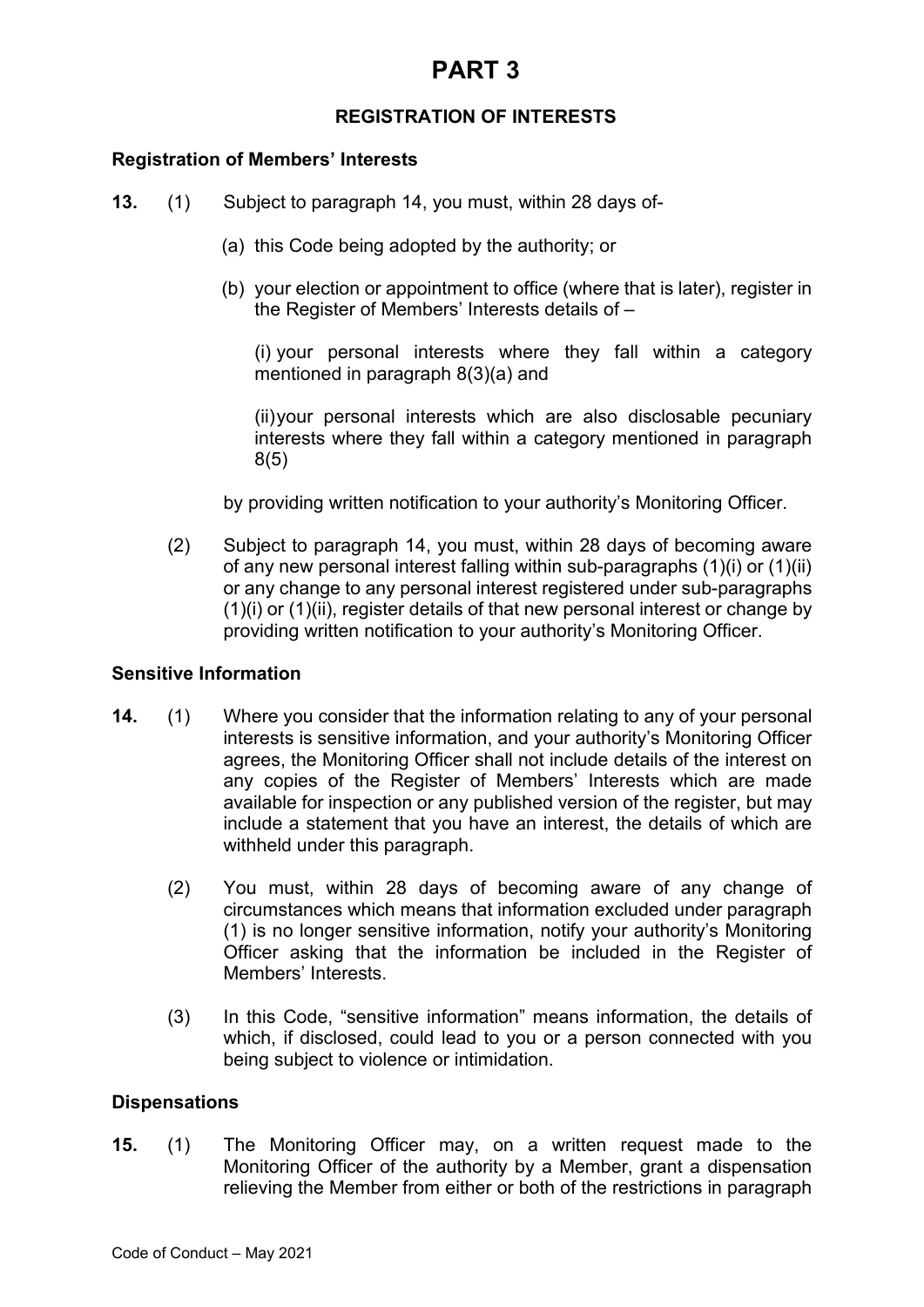# PART 3

## REGISTRATION OF INTERESTS

### Registration of Members' Interests

**13.** (1) Subject to paragraph 14, you must, within 28 days of-

(a) this Code being adopted by the authority; or

(b) your election or appointment to office (where that is later), register in the Register of Members' Interests details of –

(i) your personal interests where they fall within a category mentioned in paragraph 8(3)(a) and

(ii) your personal interests which are also disclosable pecuniary interests where they fall within a category mentioned in paragraph 8(5)

by providing written notification to your authority's Monitoring Officer.

(2) Subject to paragraph 14, you must, within 28 days of becoming aware of any new personal interest falling within sub-paragraphs (1)(i) or (1)(ii) or any change to any personal interest registered under sub-paragraphs (1)(i) or (1)(ii), register details of that new personal interest or change by providing written notification to your authority's Monitoring Officer.

### Sensitive Information

**14.** (1) Where you consider that the information relating to any of your personal interests is sensitive information, and your authority's Monitoring Officer agrees, the Monitoring Officer shall not include details of the interest on any copies of the Register of Members' Interests which are made available for inspection or any published version of the register, but may include a statement that you have an interest, the details of which are withheld under this paragraph.

(2) You must, within 28 days of becoming aware of any change of circumstances which means that information excluded under paragraph (1) is no longer sensitive information, notify your authority's Monitoring Officer asking that the information be included in the Register of Members' Interests.

(3) In this Code, "sensitive information" means information, the details of which, if disclosed, could lead to you or a person connected with you being subject to violence or intimidation.

### Dispensations

**15.** (1) The Monitoring Officer may, on a written request made to the Monitoring Officer of the authority by a Member, grant a dispensation relieving the Member from either or both of the restrictions in paragraph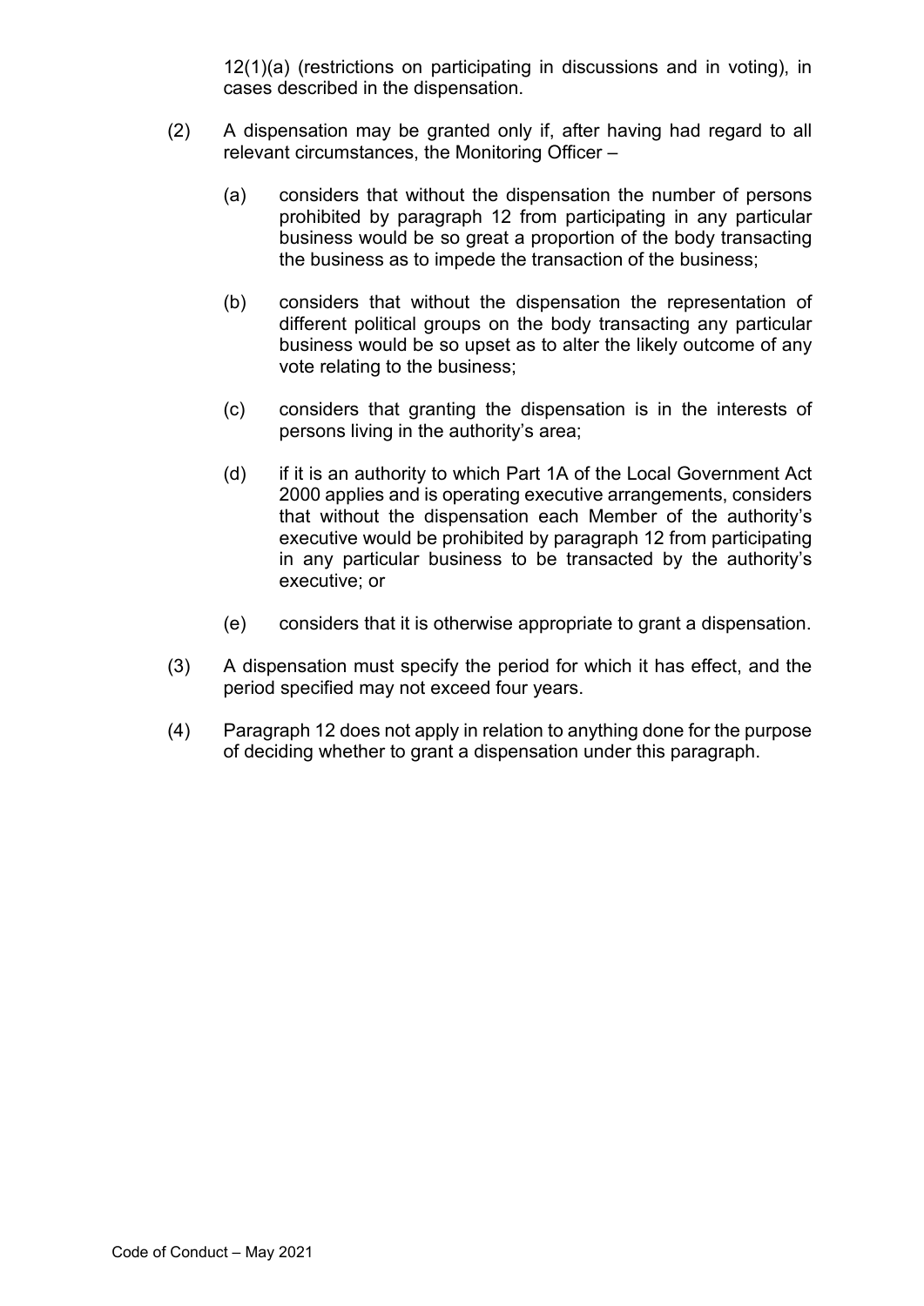12(1)(a) (restrictions on participating in discussions and in voting), in cases described in the dispensation.

(2) A dispensation may be granted only if, after having had regard to all relevant circumstances, the Monitoring Officer –

(a) considers that without the dispensation the number of persons prohibited by paragraph 12 from participating in any particular business would be so great a proportion of the body transacting the business as to impede the transaction of the business;

(b) considers that without the dispensation the representation of different political groups on the body transacting any particular business would be so upset as to alter the likely outcome of any vote relating to the business;

(c) considers that granting the dispensation is in the interests of persons living in the authority's area;

(d) if it is an authority to which Part 1A of the Local Government Act 2000 applies and is operating executive arrangements, considers that without the dispensation each Member of the authority's executive would be prohibited by paragraph 12 from participating in any particular business to be transacted by the authority's executive; or

(e) considers that it is otherwise appropriate to grant a dispensation.

(3) A dispensation must specify the period for which it has effect, and the period specified may not exceed four years.

(4) Paragraph 12 does not apply in relation to anything done for the purpose of deciding whether to grant a dispensation under this paragraph.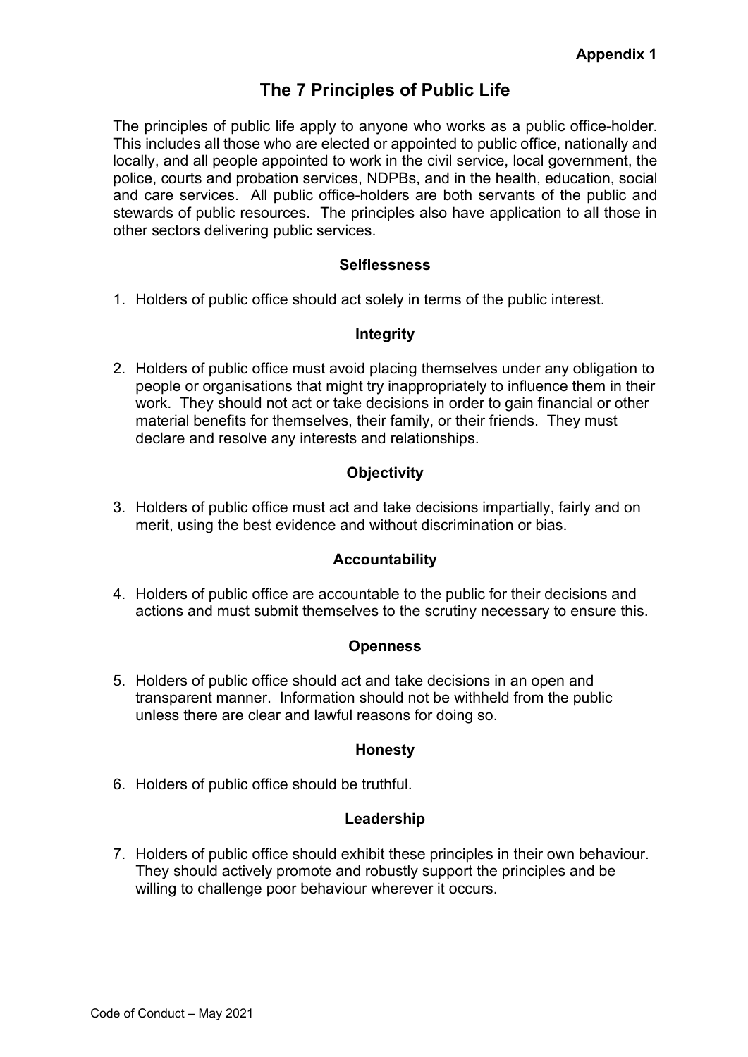**Appendix 1**

# The 7 Principles of Public Life

The principles of public life apply to anyone who works as a public office-holder. This includes all those who are elected or appointed to public office, nationally and locally, and all people appointed to work in the civil service, local government, the police, courts and probation services, NDPBs, and in the health, education, social and care services. All public office-holders are both servants of the public and stewards of public resources. The principles also have application to all those in other sectors delivering public services.

### Selflessness

1. Holders of public office should act solely in terms of the public interest.

### Integrity

2. Holders of public office must avoid placing themselves under any obligation to people or organisations that might try inappropriately to influence them in their work. They should not act or take decisions in order to gain financial or other material benefits for themselves, their family, or their friends. They must declare and resolve any interests and relationships.

### Objectivity

3. Holders of public office must act and take decisions impartially, fairly and on merit, using the best evidence and without discrimination or bias.

### Accountability

4. Holders of public office are accountable to the public for their decisions and actions and must submit themselves to the scrutiny necessary to ensure this.

### Openness

5. Holders of public office should act and take decisions in an open and transparent manner. Information should not be withheld from the public unless there are clear and lawful reasons for doing so.

### Honesty

6. Holders of public office should be truthful.

### Leadership

7. Holders of public office should exhibit these principles in their own behaviour. They should actively promote and robustly support the principles and be willing to challenge poor behaviour wherever it occurs.